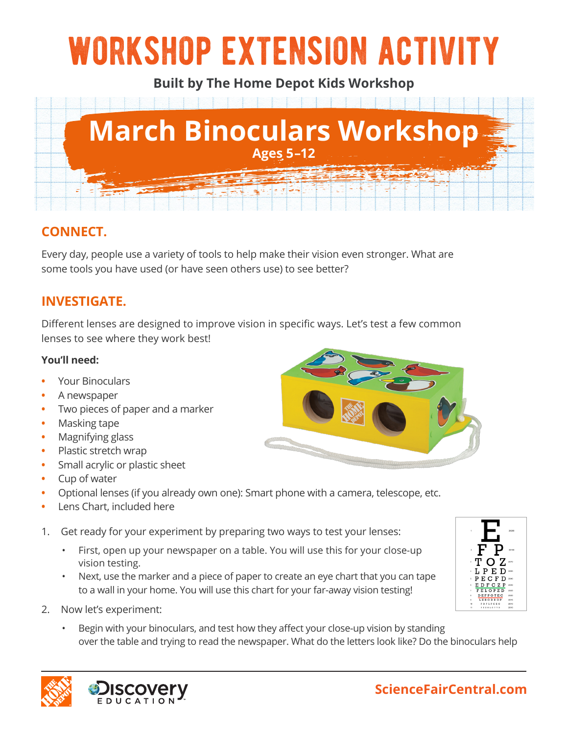# WORKSHOP EXTENSION ACTIVITY

**Built by The Home Depot Kids Workshop**

## March Binoculars Workshop

**Ages 5–12**

## CONNECT.

Every day, people use a variety of tools to help make their vision even stronger. What are some tools you have used (or have seen others use) to see better?

## INVESTIGATE.

Different lenses are designed to improve vision in specific ways. Let's test a few common lenses to see where they work best!

**You'll need:**

- Your Binoculars
- A newspaper
- Two pieces of paper and a marker
- Masking tape
- Magnifying glass
- Plastic stretch wrap
- Small acrylic or plastic sheet
- Cup of water
- Optional lenses (if you already own one): Smart phone with a camera, telescope, etc.
- Lens Chart, included here

1. Get ready for your experiment by preparing two ways to test your lenses:
   - First, open up your newspaper on a table. You will use this for your close-up vision testing.
   - Next, use the marker and a piece of paper to create an eye chart that you can tape to a wall in your home. You will use this chart for your far-away vision testing!
2. Now let's experiment:
   - Begin with your binoculars, and test how they affect your close-up vision by standing over the table and trying to read the newspaper. What do the letters look like? Do the binoculars help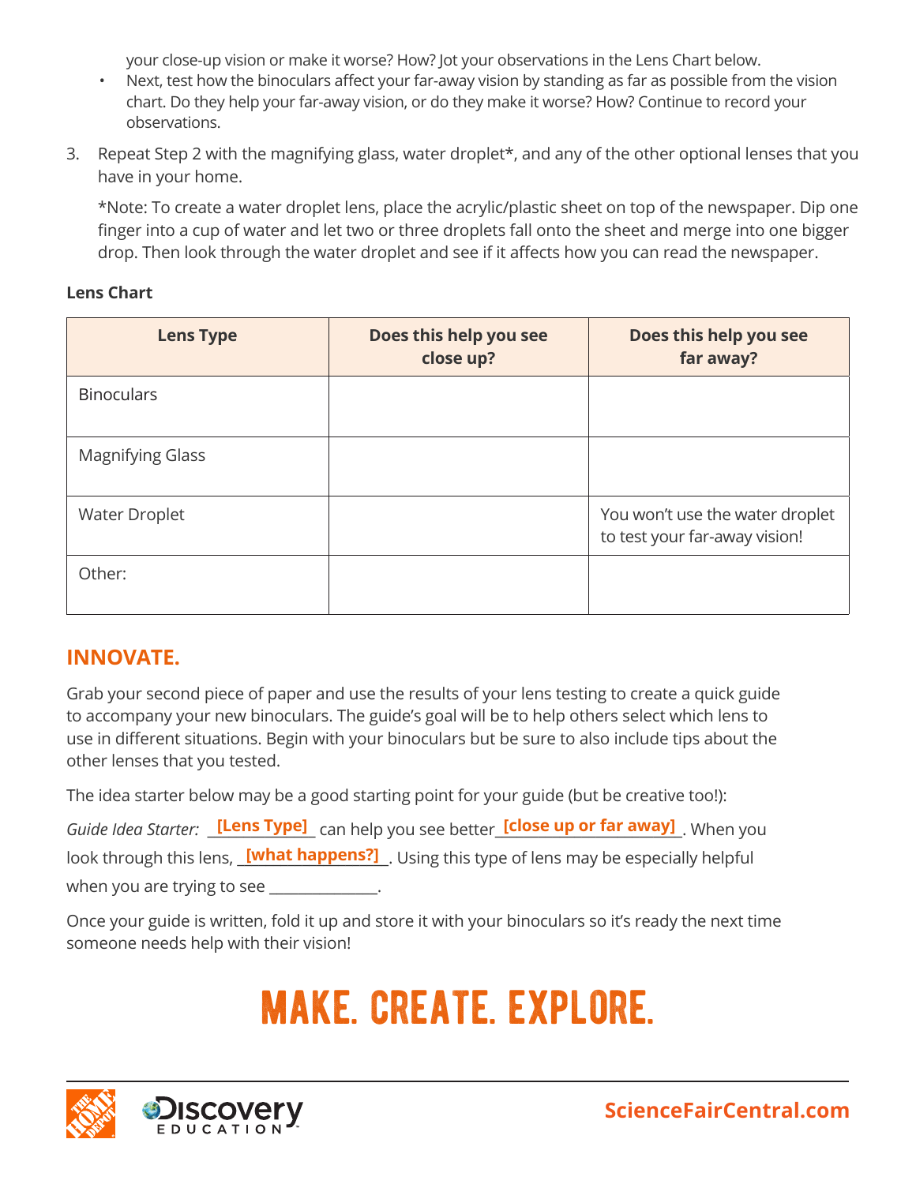your close-up vision or make it worse? How? Jot your observations in the Lens Chart below.

- Next, test how the binoculars affect your far-away vision by standing as far as possible from the vision chart. Do they help your far-away vision, or do they make it worse? How? Continue to record your observations.

3. Repeat Step 2 with the magnifying glass, water droplet*, and any of the other optional lenses that you have in your home.

   *Note: To create a water droplet lens, place the acrylic/plastic sheet on top of the newspaper. Dip one finger into a cup of water and let two or three droplets fall onto the sheet and merge into one bigger drop. Then look through the water droplet and see if it affects how you can read the newspaper.

**Lens Chart**

| Lens Type | Does this help you see close up? | Does this help you see far away? |
|---|---|---|
| Binoculars | | |
| Magnifying Glass | | |
| Water Droplet | | You won't use the water droplet to test your far-away vision! |
| Other: | | |

## INNOVATE.

Grab your second piece of paper and use the results of your lens testing to create a quick guide to accompany your new binoculars. The guide's goal will be to help others select which lens to use in different situations. Begin with your binoculars but be sure to also include tips about the other lenses that you tested.

The idea starter below may be a good starting point for your guide (but be creative too!):

*Guide Idea Starter:* **[Lens Type]** can help you see better **[close up or far away]**. When you look through this lens, **[what happens?]**. Using this type of lens may be especially helpful when you are trying to see ______________.

Once your guide is written, fold it up and store it with your binoculars so it's ready the next time someone needs help with their vision!

**MAKE. CREATE. EXPLORE.**

ScienceFairCentral.com